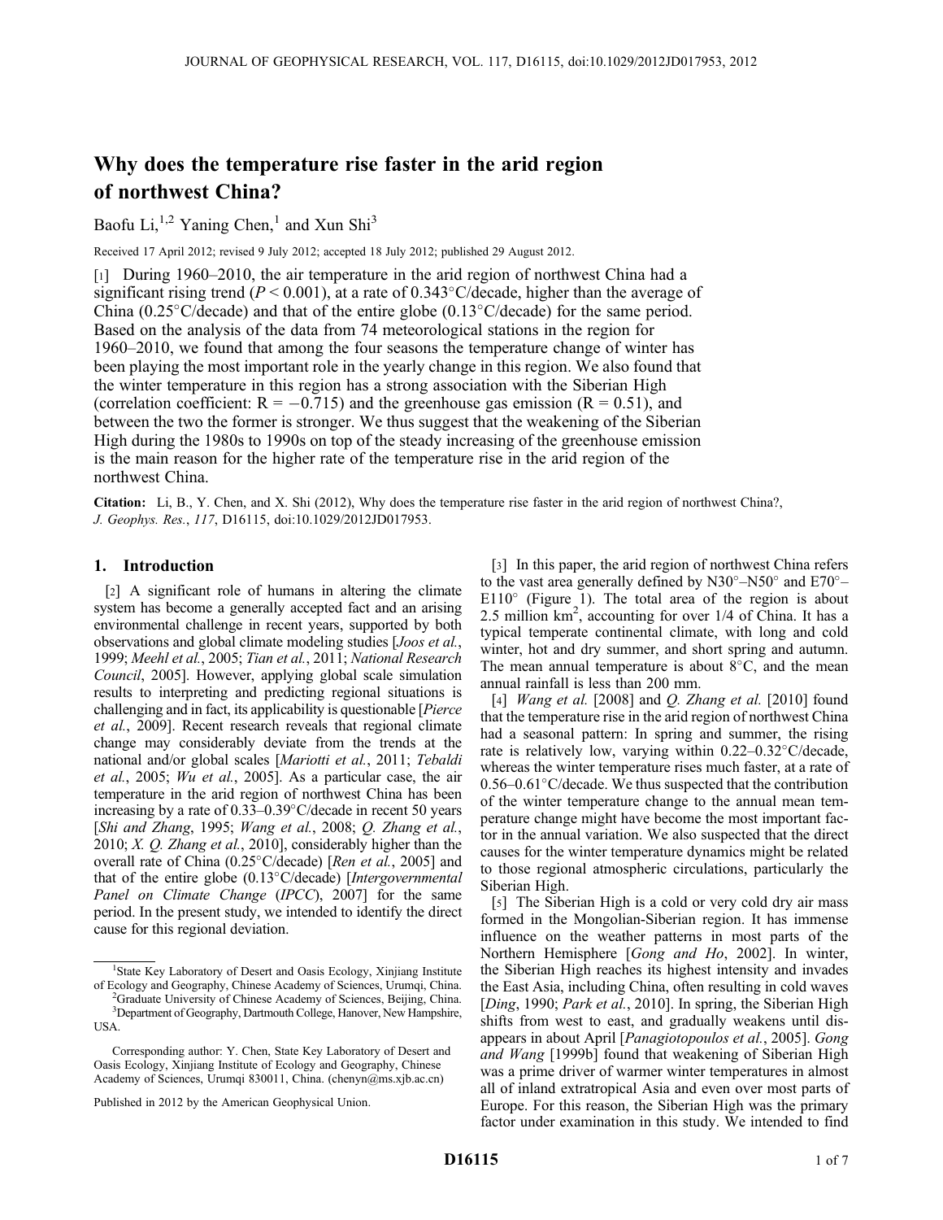# Why does the temperature rise faster in the arid region of northwest China?

Baofu Li,[1,2] Yaning Chen,[1] and Xun Shi[3]

Received 17 April 2012; revised 9 July 2012; accepted 18 July 2012; published 29 August 2012.

[1] During 1960–2010, the air temperature in the arid region of northwest China had a significant rising trend ($P < 0.001$), at a rate of 0.343°C/decade, higher than the average of China (0.25°C/decade) and that of the entire globe (0.13°C/decade) for the same period. Based on the analysis of the data from 74 meteorological stations in the region for 1960–2010, we found that among the four seasons the temperature change of winter has been playing the most important role in the yearly change in this region. We also found that the winter temperature in this region has a strong association with the Siberian High (correlation coefficient: $R = -0.715$) and the greenhouse gas emission ($R = 0.51$), and between the two the former is stronger. We thus suggest that the weakening of the Siberian High during the 1980s to 1990s on top of the steady increasing of the greenhouse emission is the main reason for the higher rate of the temperature rise in the arid region of the northwest China.

**Citation:** Li, B., Y. Chen, and X. Shi (2012), Why does the temperature rise faster in the arid region of northwest China?, *J. Geophys. Res.*, *117*, D16115, doi:10.1029/2012JD017953.

## 1. Introduction

[2] A significant role of humans in altering the climate system has become a generally accepted fact and an arising environmental challenge in recent years, supported by both observations and global climate modeling studies [*Joos et al.*, 1999; *Meehl et al.*, 2005; *Tian et al.*, 2011; *National Research Council*, 2005]. However, applying global scale simulation results to interpreting and predicting regional situations is challenging and in fact, its applicability is questionable [*Pierce et al.*, 2009]. Recent research reveals that regional climate change may considerably deviate from the trends at the national and/or global scales [*Mariotti et al.*, 2011; *Tebaldi et al.*, 2005; *Wu et al.*, 2005]. As a particular case, the air temperature in the arid region of northwest China has been increasing by a rate of 0.33–0.39°C/decade in recent 50 years [*Shi and Zhang*, 1995; *Wang et al.*, 2008; *Q. Zhang et al.*, 2010; *X. Q. Zhang et al.*, 2010], considerably higher than the overall rate of China (0.25°C/decade) [*Ren et al.*, 2005] and that of the entire globe (0.13°C/decade) [*Intergovernmental Panel on Climate Change* (*IPCC*), 2007] for the same period. In the present study, we intended to identify the direct cause for this regional deviation.

[3] In this paper, the arid region of northwest China refers to the vast area generally defined by N30°–N50° and E70°–E110° (Figure 1). The total area of the region is about 2.5 million km$^2$, accounting for over 1/4 of China. It has a typical temperate continental climate, with long and cold winter, hot and dry summer, and short spring and autumn. The mean annual temperature is about 8°C, and the mean annual rainfall is less than 200 mm.

[4] *Wang et al.* [2008] and *Q. Zhang et al.* [2010] found that the temperature rise in the arid region of northwest China had a seasonal pattern: In spring and summer, the rising rate is relatively low, varying within 0.22–0.32°C/decade, whereas the winter temperature rises much faster, at a rate of 0.56–0.61°C/decade. We thus suspected that the contribution of the winter temperature change to the annual mean temperature change might have become the most important factor in the annual variation. We also suspected that the direct causes for the winter temperature dynamics might be related to those regional atmospheric circulations, particularly the Siberian High.

[5] The Siberian High is a cold or very cold dry air mass formed in the Mongolian-Siberian region. It has immense influence on the weather patterns in most parts of the Northern Hemisphere [*Gong and Ho*, 2002]. In winter, the Siberian High reaches its highest intensity and invades the East Asia, including China, often resulting in cold waves [*Ding*, 1990; *Park et al.*, 2010]. In spring, the Siberian High shifts from west to east, and gradually weakens until disappears in about April [*Panagiotopoulos et al.*, 2005]. *Gong and Wang* [1999b] found that weakening of Siberian High was a prime driver of warmer winter temperatures in almost all of inland extratropical Asia and even over most parts of Europe. For this reason, the Siberian High was the primary factor under examination in this study. We intended to find

---

[1]State Key Laboratory of Desert and Oasis Ecology, Xinjiang Institute of Ecology and Geography, Chinese Academy of Sciences, Urumqi, China.
[2]Graduate University of Chinese Academy of Sciences, Beijing, China.
[3]Department of Geography, Dartmouth College, Hanover, New Hampshire, USA.

Corresponding author: Y. Chen, State Key Laboratory of Desert and Oasis Ecology, Xinjiang Institute of Ecology and Geography, Chinese Academy of Sciences, Urumqi 830011, China. (chenyn@ms.xjb.ac.cn)

Published in 2012 by the American Geophysical Union.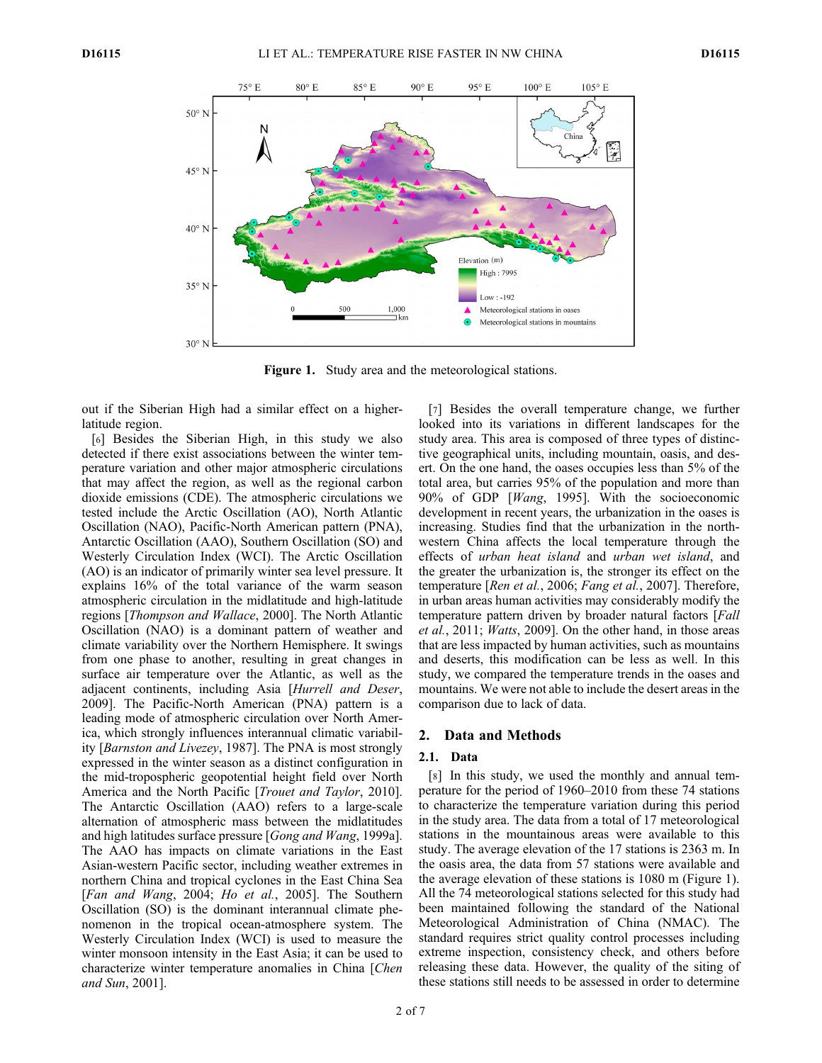**Figure 1.** Study area and the meteorological stations.

out if the Siberian High had a similar effect on a higher-latitude region.

[6] Besides the Siberian High, in this study we also detected if there exist associations between the winter temperature variation and other major atmospheric circulations that may affect the region, as well as the regional carbon dioxide emissions (CDE). The atmospheric circulations we tested include the Arctic Oscillation (AO), North Atlantic Oscillation (NAO), Pacific-North American pattern (PNA), Antarctic Oscillation (AAO), Southern Oscillation (SO) and Westerly Circulation Index (WCI). The Arctic Oscillation (AO) is an indicator of primarily winter sea level pressure. It explains 16% of the total variance of the warm season atmospheric circulation in the midlatitude and high-latitude regions [*Thompson and Wallace*, 2000]. The North Atlantic Oscillation (NAO) is a dominant pattern of weather and climate variability over the Northern Hemisphere. It swings from one phase to another, resulting in great changes in surface air temperature over the Atlantic, as well as the adjacent continents, including Asia [*Hurrell and Deser*, 2009]. The Pacific-North American (PNA) pattern is a leading mode of atmospheric circulation over North America, which strongly influences interannual climatic variability [*Barnston and Livezey*, 1987]. The PNA is most strongly expressed in the winter season as a distinct configuration in the mid-tropospheric geopotential height field over North America and the North Pacific [*Trouet and Taylor*, 2010]. The Antarctic Oscillation (AAO) refers to a large-scale alternation of atmospheric mass between the midlatitudes and high latitudes surface pressure [*Gong and Wang*, 1999a]. The AAO has impacts on climate variations in the East Asian-western Pacific sector, including weather extremes in northern China and tropical cyclones in the East China Sea [*Fan and Wang*, 2004; *Ho et al.*, 2005]. The Southern Oscillation (SO) is the dominant interannual climate phenomenon in the tropical ocean-atmosphere system. The Westerly Circulation Index (WCI) is used to measure the winter monsoon intensity in the East Asia; it can be used to characterize winter temperature anomalies in China [*Chen and Sun*, 2001].

[7] Besides the overall temperature change, we further looked into its variations in different landscapes for the study area. This area is composed of three types of distinctive geographical units, including mountain, oasis, and desert. On the one hand, the oases occupies less than 5% of the total area, but carries 95% of the population and more than 90% of GDP [*Wang*, 1995]. With the socioeconomic development in recent years, the urbanization in the oases is increasing. Studies find that the urbanization in the northwestern China affects the local temperature through the effects of *urban heat island* and *urban wet island*, and the greater the urbanization is, the stronger its effect on the temperature [*Ren et al.*, 2006; *Fang et al.*, 2007]. Therefore, in urban areas human activities may considerably modify the temperature pattern driven by broader natural factors [*Fall et al.*, 2011; *Watts*, 2009]. On the other hand, in those areas that are less impacted by human activities, such as mountains and deserts, this modification can be less as well. In this study, we compared the temperature trends in the oases and mountains. We were not able to include the desert areas in the comparison due to lack of data.

## 2. Data and Methods

### 2.1. Data

[8] In this study, we used the monthly and annual temperature for the period of 1960–2010 from these 74 stations to characterize the temperature variation during this period in the study area. The data from a total of 17 meteorological stations in the mountainous areas were available to this study. The average elevation of the 17 stations is 2363 m. In the oasis area, the data from 57 stations were available and the average elevation of these stations is 1080 m (Figure 1). All the 74 meteorological stations selected for this study had been maintained following the standard of the National Meteorological Administration of China (NMAC). The standard requires strict quality control processes including extreme inspection, consistency check, and others before releasing these data. However, the quality of the siting of these stations still needs to be assessed in order to determine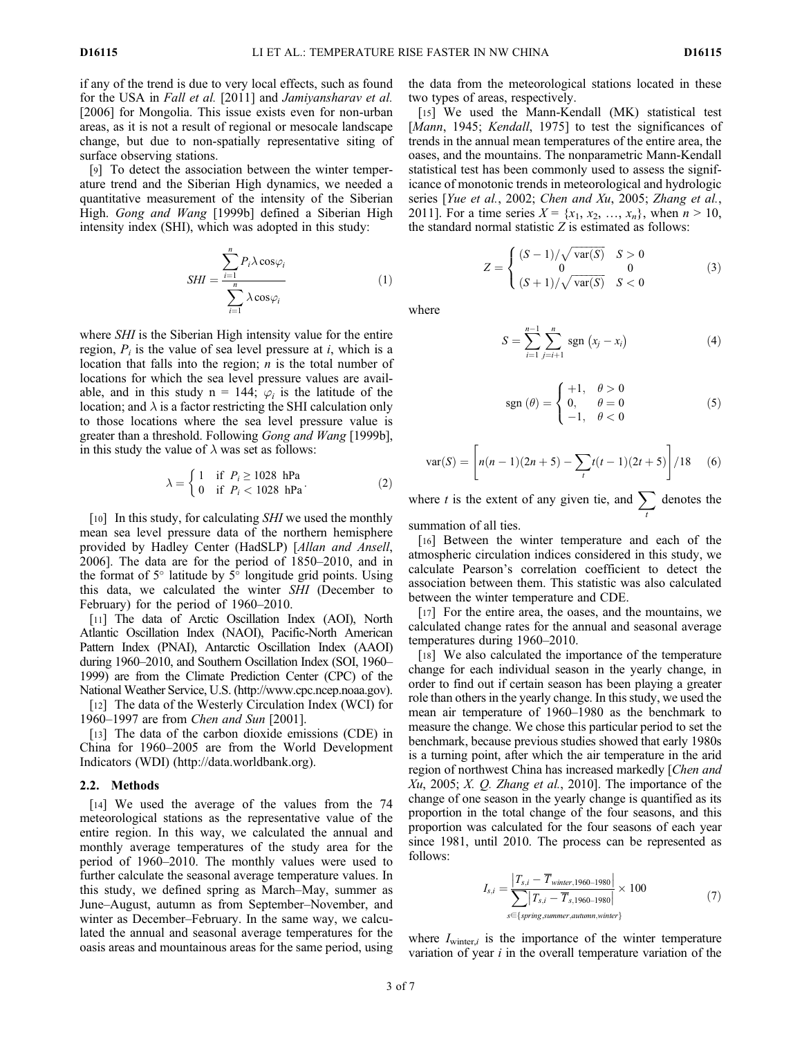if any of the trend is due to very local effects, such as found for the USA in *Fall et al.* [2011] and *Jamiyansharav et al.* [2006] for Mongolia. This issue exists even for non-urban areas, as it is not a result of regional or mesocale landscape change, but due to non-spatially representative siting of surface observing stations.

[9] To detect the association between the winter temperature trend and the Siberian High dynamics, we needed a quantitative measurement of the intensity of the Siberian High. *Gong and Wang* [1999b] defined a Siberian High intensity index (SHI), which was adopted in this study:

$$SHI = \frac{\sum_{i=1}^{n} P_i \lambda \cos\varphi_i}{\sum_{i=1}^{n} \lambda \cos\varphi_i} \tag{1}$$

where *SHI* is the Siberian High intensity value for the entire region, $P_i$ is the value of sea level pressure at $i$, which is a location that falls into the region; $n$ is the total number of locations for which the sea level pressure values are available, and in this study n = 144; $\varphi_i$ is the latitude of the location; and $\lambda$ is a factor restricting the SHI calculation only to those locations where the sea level pressure value is greater than a threshold. Following *Gong and Wang* [1999b], in this study the value of $\lambda$ was set as follows:

$$\lambda = \begin{cases} 1 & \text{if } P_i \geq 1028 \text{ hPa} \\ 0 & \text{if } P_i < 1028 \text{ hPa} \end{cases}. \tag{2}$$

[10] In this study, for calculating *SHI* we used the monthly mean sea level pressure data of the northern hemisphere provided by Hadley Center (HadSLP) [*Allan and Ansell*, 2006]. The data are for the period of 1850–2010, and in the format of 5° latitude by 5° longitude grid points. Using this data, we calculated the winter *SHI* (December to February) for the period of 1960–2010.

[11] The data of Arctic Oscillation Index (AOI), North Atlantic Oscillation Index (NAOI), Pacific-North American Pattern Index (PNAI), Antarctic Oscillation Index (AAOI) during 1960–2010, and Southern Oscillation Index (SOI, 1960–1999) are from the Climate Prediction Center (CPC) of the National Weather Service, U.S. (http://www.cpc.ncep.noaa.gov).

[12] The data of the Westerly Circulation Index (WCI) for 1960–1997 are from *Chen and Sun* [2001].

[13] The data of the carbon dioxide emissions (CDE) in China for 1960–2005 are from the World Development Indicators (WDI) (http://data.worldbank.org).

### 2.2. Methods

[14] We used the average of the values from the 74 meteorological stations as the representative value of the entire region. In this way, we calculated the annual and monthly average temperatures of the study area for the period of 1960–2010. The monthly values were used to further calculate the seasonal average temperature values. In this study, we defined spring as March–May, summer as June–August, autumn as from September–November, and winter as December–February. In the same way, we calculated the annual and seasonal average temperatures for the oasis areas and mountainous areas for the same period, using the data from the meteorological stations located in these two types of areas, respectively.

[15] We used the Mann-Kendall (MK) statistical test [*Mann*, 1945; *Kendall*, 1975] to test the significances of trends in the annual mean temperatures of the entire area, the oases, and the mountains. The nonparametric Mann-Kendall statistical test has been commonly used to assess the significance of monotonic trends in meteorological and hydrologic series [*Yue et al.*, 2002; *Chen and Xu*, 2005; *Zhang et al.*, 2011]. For a time series $X = \{x_1, x_2, \ldots, x_n\}$, when $n > 10$, the standard normal statistic $Z$ is estimated as follows:

$$Z = \begin{cases} (S-1)/\sqrt{\text{var}(S)} & S > 0 \\ 0 & 0 \\ (S+1)/\sqrt{\text{var}(S)} & S < 0 \end{cases} \tag{3}$$

where

$$S = \sum_{i=1}^{n-1} \sum_{j=i+1}^{n} \text{sgn}\left(x_j - x_i\right) \tag{4}$$

$$\text{sgn}(\theta) = \begin{cases} +1, & \theta > 0 \\ 0, & \theta = 0 \\ -1, & \theta < 0 \end{cases} \tag{5}$$

$$\text{var}(S) = \left[ n(n-1)(2n+5) - \sum_t t(t-1)(2t+5) \right] / 18 \tag{6}$$

where $t$ is the extent of any given tie, and $\sum_t$ denotes the summation of all ties.

[16] Between the winter temperature and each of the atmospheric circulation indices considered in this study, we calculate Pearson's correlation coefficient to detect the association between them. This statistic was also calculated between the winter temperature and CDE.

[17] For the entire area, the oases, and the mountains, we calculated change rates for the annual and seasonal average temperatures during 1960–2010.

[18] We also calculated the importance of the temperature change for each individual season in the yearly change, in order to find out if certain season has been playing a greater role than others in the yearly change. In this study, we used the mean air temperature of 1960–1980 as the benchmark to measure the change. We chose this particular period to set the benchmark, because previous studies showed that early 1980s is a turning point, after which the air temperature in the arid region of northwest China has increased markedly [*Chen and Xu*, 2005; *X. Q. Zhang et al.*, 2010]. The importance of the change of one season in the yearly change is quantified as its proportion in the total change of the four seasons, and this proportion was calculated for the four seasons of each year since 1981, until 2010. The process can be represented as follows:

$$I_{s,i} = \frac{\left| T_{s,i} - \overline{T}_{winter,1960\text{–}1980} \right|}{\sum\limits_{s \in \{spring, summer, autumn, winter\}} \left| T_{s,i} - \overline{T}_{s,1960\text{–}1980} \right|} \times 100 \tag{7}$$

where $I_{\text{winter},i}$ is the importance of the winter temperature variation of year $i$ in the overall temperature variation of the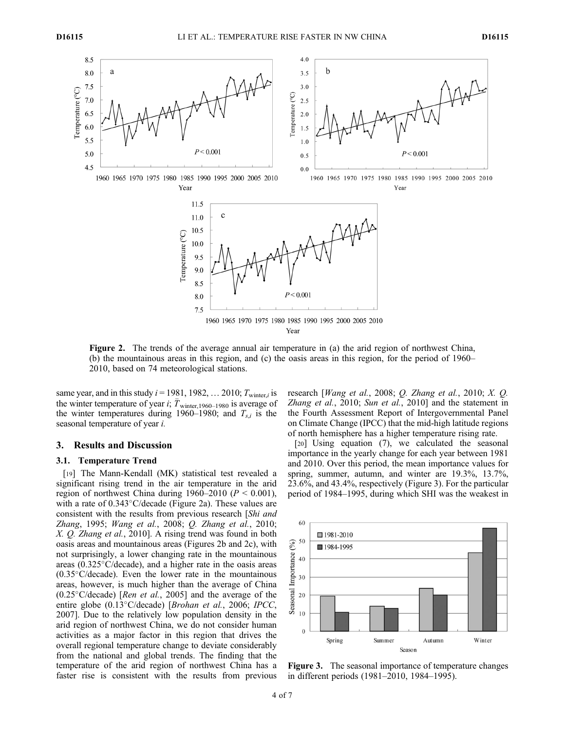Figure 2. The trends of the average annual air temperature in (a) the arid region of northwest China, (b) the mountainous areas in this region, and (c) the oasis areas in this region, for the period of 1960–2010, based on 74 meteorological stations.

same year, and in this study $i = 1981, 1982, \ldots 2010$; $T_{\text{winter},i}$ is the winter temperature of year $i$; $\bar{T}_{\text{winter},1960\text{–}1980}$ is average of the winter temperatures during 1960–1980; and $T_{s,i}$ is the seasonal temperature of year $i$.

## 3. Results and Discussion

### 3.1. Temperature Trend

[19] The Mann-Kendall (MK) statistical test revealed a significant rising trend in the air temperature in the arid region of northwest China during 1960–2010 ($P < 0.001$), with a rate of 0.343°C/decade (Figure 2a). These values are consistent with the results from previous research [*Shi and Zhang*, 1995; *Wang et al.*, 2008; *Q. Zhang et al.*, 2010; *X. Q. Zhang et al.*, 2010]. A rising trend was found in both oasis areas and mountainous areas (Figures 2b and 2c), with not surprisingly, a lower changing rate in the mountainous areas (0.325°C/decade), and a higher rate in the oasis areas (0.35°C/decade). Even the lower rate in the mountainous areas, however, is much higher than the average of China (0.25°C/decade) [*Ren et al.*, 2005] and the average of the entire globe (0.13°C/decade) [*Brohan et al.*, 2006; *IPCC*, 2007]. Due to the relatively low population density in the arid region of northwest China, we do not consider human activities as a major factor in this region that drives the overall regional temperature change to deviate considerably from the national and global trends. The finding that the temperature of the arid region of northwest China has a faster rise is consistent with the results from previous research [*Wang et al.*, 2008; *Q. Zhang et al.*, 2010; *X. Q. Zhang et al.*, 2010; *Sun et al.*, 2010] and the statement in the Fourth Assessment Report of Intergovernmental Panel on Climate Change (IPCC) that the mid-high latitude regions of north hemisphere has a higher temperature rising rate.

[20] Using equation (7), we calculated the seasonal importance in the yearly change for each year between 1981 and 2010. Over this period, the mean importance values for spring, summer, autumn, and winter are 19.3%, 13.7%, 23.6%, and 43.4%, respectively (Figure 3). For the particular period of 1984–1995, during which SHI was the weakest in

Figure 3. The seasonal importance of temperature changes in different periods (1981–2010, 1984–1995).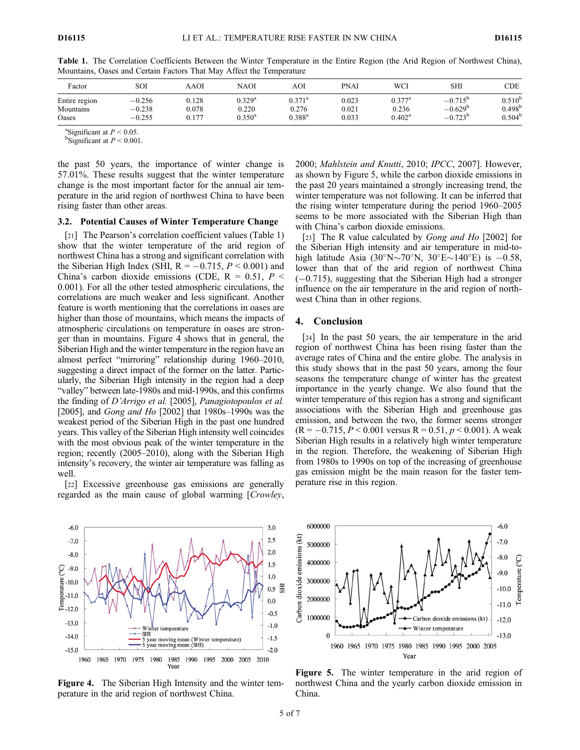**Table 1.** The Correlation Coefficients Between the Winter Temperature in the Entire Region (the Arid Region of Northwest China), Mountains, Oases and Certain Factors That May Affect the Temperature

| Factor | SOI | AAOI | NAOI | AOI | PNAI | WCI | SHI | CDE |
|---|---|---|---|---|---|---|---|---|
| Entire region | −0.256 | 0.128 | 0.329[a] | 0.371[a] | 0.023 | 0.377[a] | −0.715[b] | 0.510[b] |
| Mountains | −0.238 | 0.078 | 0.220 | 0.276 | 0.021 | 0.236 | −0.629[b] | 0.498[b] |
| Oases | −0.255 | 0.177 | 0.350[a] | 0.388[a] | 0.033 | 0.402[a] | −0.723[b] | 0.504[b] |

[a]Significant at $P < 0.05$.
[b]Significant at $P < 0.001$.

the past 50 years, the importance of winter change is 57.01%. These results suggest that the winter temperature change is the most important factor for the annual air temperature in the arid region of northwest China to have been rising faster than other areas.

### 3.2. Potential Causes of Winter Temperature Change

[21] The Pearson's correlation coefficient values (Table 1) show that the winter temperature of the arid region of northwest China has a strong and significant correlation with the Siberian High Index (SHI, R = −0.715, $P < 0.001$) and China's carbon dioxide emissions (CDE, R = 0.51, $P < 0.001$). For all the other tested atmospheric circulations, the correlations are much weaker and less significant. Another feature is worth mentioning that the correlations in oases are higher than those of mountains, which means the impacts of atmospheric circulations on temperature in oases are stronger than in mountains. Figure 4 shows that in general, the Siberian High and the winter temperature in the region have an almost perfect "mirroring" relationship during 1960–2010, suggesting a direct impact of the former on the latter. Particularly, the Siberian High intensity in the region had a deep "valley" between late-1980s and mid-1990s, and this confirms the finding of *D'Arrigo et al.* [2005], *Panagiotopoulos et al.* [2005], and *Gong and Ho* [2002] that 1980s–1990s was the weakest period of the Siberian High in the past one hundred years. This valley of the Siberian High intensity well coincides with the most obvious peak of the winter temperature in the region; recently (2005–2010), along with the Siberian High intensity's recovery, the winter air temperature was falling as well.

[22] Excessive greenhouse gas emissions are generally regarded as the main cause of global warming [*Crowley*, 2000; *Mahlstein and Knutti*, 2010; *IPCC*, 2007]. However, as shown by Figure 5, while the carbon dioxide emissions in the past 20 years maintained a strongly increasing trend, the winter temperature was not following. It can be inferred that the rising winter temperature during the period 1960–2005 seems to be more associated with the Siberian High than with China's carbon dioxide emissions.

[23] The R value calculated by *Gong and Ho* [2002] for the Siberian High intensity and air temperature in mid-to-high latitude Asia (30°N∼70°N, 30°E∼140°E) is −0.58, lower than that of the arid region of northwest China (−0.715), suggesting that the Siberian High had a stronger influence on the air temperature in the arid region of northwest China than in other regions.

## 4. Conclusion

[24] In the past 50 years, the air temperature in the arid region of northwest China has been rising faster than the average rates of China and the entire globe. The analysis in this study shows that in the past 50 years, among the four seasons the temperature change of winter has the greatest importance in the yearly change. We also found that the winter temperature of this region has a strong and significant associations with the Siberian High and greenhouse gas emission, and between the two, the former seems stronger (R = −0.715, $P < 0.001$ versus R = 0.51, $p < 0.001$). A weak Siberian High results in a relatively high winter temperature in the region. Therefore, the weakening of Siberian High from 1980s to 1990s on top of the increasing of greenhouse gas emission might be the main reason for the faster temperature rise in this region.

**Figure 4.** The Siberian High Intensity and the winter temperature in the arid region of northwest China.

**Figure 5.** The winter temperature in the arid region of northwest China and the yearly carbon dioxide emission in China.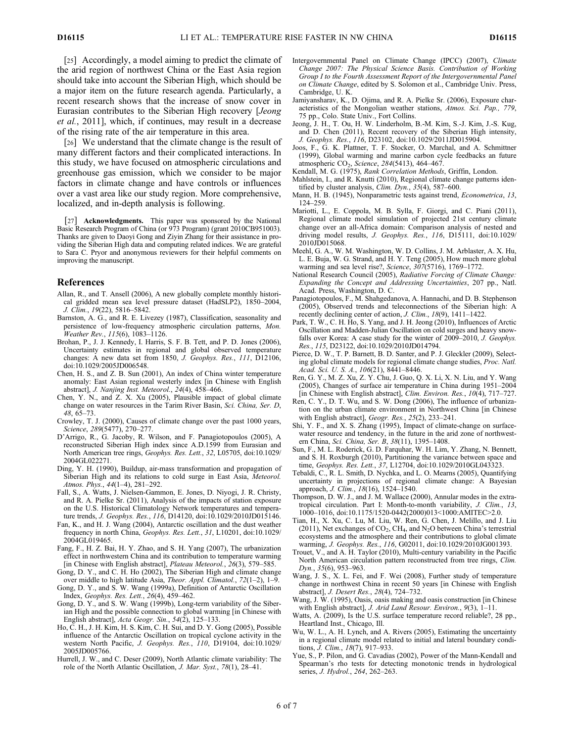[25] Accordingly, a model aiming to predict the climate of the arid region of northwest China or the East Asia region should take into account the Siberian High, which should be a major item on the future research agenda. Particularly, a recent research shows that the increase of snow cover in Eurasian contributes to the Siberian High recovery [*Jeong et al.*, 2011], which, if continues, may result in a decrease of the rising rate of the air temperature in this area.

[26] We understand that the climate change is the result of many different factors and their complicated interactions. In this study, we have focused on atmospheric circulations and greenhouse gas emission, which we consider to be major factors in climate change and have controls or influences over a vast area like our study region. More comprehensive, localized, and in-depth analysis is following.

[27] **Acknowledgments.** This paper was sponsored by the National Basic Research Program of China (or 973 Program) (grant 2010CB951003). Thanks are given to Daoyi Gong and Ziyin Zhang for their assistance in providing the Siberian High data and computing related indices. We are grateful to Sara C. Pryor and anonymous reviewers for their helpful comments on improving the manuscript.

## References

Allan, R., and T. Ansell (2006), A new globally complete monthly historical gridded mean sea level pressure dataset (HadSLP2), 1850–2004, *J. Clim.*, *19*(22), 5816–5842.

Barnston, A. G., and R. E. Livezey (1987), Classification, seasonality and persistence of low-frequency atmospheric circulation patterns, *Mon. Weather Rev.*, *115*(6), 1083–1126.

Brohan, P., J. J. Kennedy, I. Harris, S. F. B. Tett, and P. D. Jones (2006), Uncertainty estimates in regional and global observed temperature changes: A new data set from 1850, *J. Geophys. Res.*, *111*, D12106, doi:10.1029/2005JD006548.

Chen, H. S., and Z. B. Sun (2001), An index of China winter temperature anomaly: East Asian regional westerly index [in Chinese with English abstract], *J. Nanjing Inst. Meteorol.*, *24*(4), 458–466.

Chen, Y. N., and Z. X. Xu (2005), Plausible impact of global climate change on water resources in the Tarim River Basin, *Sci. China, Ser. D*, *48*, 65–73.

Crowley, T. J. (2000), Causes of climate change over the past 1000 years, *Science*, *289*(5477), 270–277.

D'Arrigo, R., G. Jacoby, R. Wilson, and F. Panagiotopoulos (2005), A reconstructed Siberian High index since A.D.1599 from Eurasian and North American tree rings, *Geophys. Res. Lett.*, *32*, L05705, doi:10.1029/2004GL022271.

Ding, Y. H. (1990), Buildup, air-mass transformation and propagation of Siberian High and its relations to cold surge in East Asia, *Meteorol. Atmos. Phys.*, *44*(1–4), 281–292.

Fall, S., A. Watts, J. Nielsen-Gammon, E. Jones, D. Niyogi, J. R. Christy, and R. A. Pielke Sr. (2011), Analysis of the impacts of station exposure on the U.S. Historical Climatology Network temperatures and temperature trends, *J. Geophys. Res.*, *116*, D14120, doi:10.1029/2010JD015146.

Fan, K., and H. J. Wang (2004), Antarctic oscillation and the dust weather frequency in north China, *Geophys. Res. Lett.*, *31*, L10201, doi:10.1029/2004GL019465.

Fang, F., H. Z. Bai, H. Y. Zhao, and S. H. Yang (2007), The urbanization effect in northwestern China and its contribution to temperature warming [in Chinese with English abstract], *Plateau Meteorol.*, *26*(3), 579–585.

Gong, D. Y., and C. H. Ho (2002), The Siberian High and climate change over middle to high latitude Asia, *Theor. Appl. Climatol.*, *72*(1–2), 1–9.

Gong, D. Y., and S. W. Wang (1999a), Definition of Antarctic Oscillation Index, *Geophys. Res. Lett.*, *26*(4), 459–462.

Gong, D. Y., and S. W. Wang (1999b), Long-term variability of the Siberian High and the possible connection to global warming [in Chinese with English abstract], *Acta Geogr. Sin.*, *54*(2), 125–133.

Ho, C. H., J. H. Kim, H. S. Kim, C. H. Sui, and D. Y. Gong (2005), Possible influence of the Antarctic Oscillation on tropical cyclone activity in the western North Pacific, *J. Geophys. Res.*, *110*, D19104, doi:10.1029/2005JD005766.

Hurrell, J. W., and C. Deser (2009), North Atlantic climate variability: The role of the North Atlantic Oscillation, *J. Mar. Syst.*, *78*(1), 28–41.

Intergovernmental Panel on Climate Change (IPCC) (2007), *Climate Change 2007: The Physical Science Basis. Contribution of Working Group I to the Fourth Assessment Report of the Intergovernmental Panel on Climate Change*, edited by S. Solomon et al., Cambridge Univ. Press, Cambridge, U. K.

Jamiyansharav, K., D. Ojima, and R. A. Pielke Sr. (2006), Exposure characteristics of the Mongolian weather stations, *Atmos. Sci. Pap., 779*, 75 pp., Colo. State Univ., Fort Collins.

Jeong, J. H., T. Ou, H. W. Linderholm, B.-M. Kim, S.-J. Kim, J.-S. Kug, and D. Chen (2011), Recent recovery of the Siberian High intensity, *J. Geophys. Res.*, *116*, D23102, doi:10.1029/2011JD015904.

Joos, F., G. K. Plattner, T. F. Stocker, O. Marchal, and A. Schmittner (1999), Global warming and marine carbon cycle feedbacks an future atmospheric $CO_2$, *Science*, *284*(5413), 464–467.

Kendall, M. G. (1975), *Rank Correlation Methods*, Griffin, London.

Mahlstein, I., and R. Knutti (2010), Regional climate change patterns identified by cluster analysis, *Clim. Dyn.*, *35*(4), 587–600.

Mann, H. B. (1945), Nonparametric tests against trend, *Econometrica*, *13*, 124–259.

Mariotti, L., E. Coppola, M. B. Sylla, F. Giorgi, and C. Piani (2011), Regional climate model simulation of projected 21st century climate change over an all-Africa domain: Comparison analysis of nested and driving model results, *J. Geophys. Res.*, *116*, D15111, doi:10.1029/2010JD015068.

Meehl, G. A., W. M. Washington, W. D. Collins, J. M. Arblaster, A. X. Hu, L. E. Buja, W. G. Strand, and H. Y. Teng (2005), How much more global warming and sea level rise?, *Science*, *307*(5716), 1769–1772.

National Research Council (2005), *Radiative Forcing of Climate Change: Expanding the Concept and Addressing Uncertainties*, 207 pp., Natl. Acad. Press, Washington, D. C.

Panagiotopoulos, F., M. Shahgedanova, A. Hannachi, and D. B. Stephenson (2005), Observed trends and teleconnections of the Siberian high: A recently declining center of action, *J. Clim.*, *18*(9), 1411–1422.

Park, T. W., C. H. Ho, S. Yang, and J. H. Jeong (2010), Influences of Arctic Oscillation and Madden-Julian Oscillation on cold surges and heavy snowfalls over Korea: A case study for the winter of 2009–2010, *J. Geophys. Res.*, *115*, D23122, doi:10.1029/2010JD014794.

Pierce, D. W., T. P. Barnett, B. D. Santer, and P. J. Gleckler (2009), Selecting global climate models for regional climate change studies, *Proc. Natl. Acad. Sci. U. S. A.*, *106*(21), 8441–8446.

Ren, G. Y., M. Z. Xu, Z. Y. Chu, J. Guo, Q. X. Li, X. N. Liu, and Y. Wang (2005), Changes of surface air temperature in China during 1951–2004 [in Chinese with English abstract], *Clim. Environ. Res.*, *10*(4), 717–727.

Ren, C. Y., D. T. Wu, and S. W. Dong (2006), The influence of urbanization on the urban climate environment in Northwest China [in Chinese with English abstract], *Geogr. Res.*, *25*(2), 233–241.

Shi, Y. F., and X. S. Zhang (1995), Impact of climate-change on surface-water resource and tendency, in the future in the arid zone of northwestern China, *Sci. China, Ser. B*, *38*(11), 1395–1408.

Sun, F., M. L. Roderick, G. D. Farquhar, W. H. Lim, Y. Zhang, N. Bennett, and S. H. Roxburgh (2010), Partitioning the variance between space and time, *Geophys. Res. Lett.*, *37*, L12704, doi:10.1029/2010GL043323.

Tebaldi, C., R. L. Smith, D. Nychka, and L. O. Mearns (2005), Quantifying uncertainty in projections of regional climate change: A Bayesian approach, *J. Clim.*, *18*(16), 1524–1540.

Thompson, D. W. J., and J. M. Wallace (2000), Annular modes in the extratropical circulation. Part I: Month-to-month variability, *J. Clim.*, *13*, 1000–1016, doi:10.1175/1520-0442(2000)013<1000:AMITEC>2.0.

Tian, H., X. Xu, C. Lu, M. Liu, W. Ren, G. Chen, J. Melillo, and J. Liu (2011), Net exchanges of $CO_2$, $CH_4$, and $N_2O$ between China's terrestrial ecosystems and the atmosphere and their contributions to global climate warming, *J. Geophys. Res.*, *116*, G02011, doi:10.1029/2010JG001393.

Trouet, V., and A. H. Taylor (2010), Multi-century variability in the Pacific North American circulation pattern reconstructed from tree rings, *Clim. Dyn.*, *35*(6), 953–963.

Wang, J. S., X. L. Fei, and F. Wei (2008), Further study of temperature change in northwest China in recent 50 years [in Chinese with English abstract], *J. Desert Res.*, *28*(4), 724–732.

Wang, J. W. (1995), Oasis, oasis making and oasis construction [in Chinese with English abstract], *J. Arid Land Resour. Environ.*, *9*(3), 1–11.

Watts, A. (2009), Is the U.S. surface temperature record reliable?, 28 pp., Heartland Inst., Chicago, Ill.

Wu, W. L., A. H. Lynch, and A. Rivers (2005), Estimating the uncertainty in a regional climate model related to initial and lateral boundary conditions, *J. Clim.*, *18*(7), 917–933.

Yue, S., P. Pilon, and G. Cavadias (2002), Power of the Mann-Kendall and Spearman's rho tests for detecting monotonic trends in hydrological series, *J. Hydrol.*, *264*, 262–263.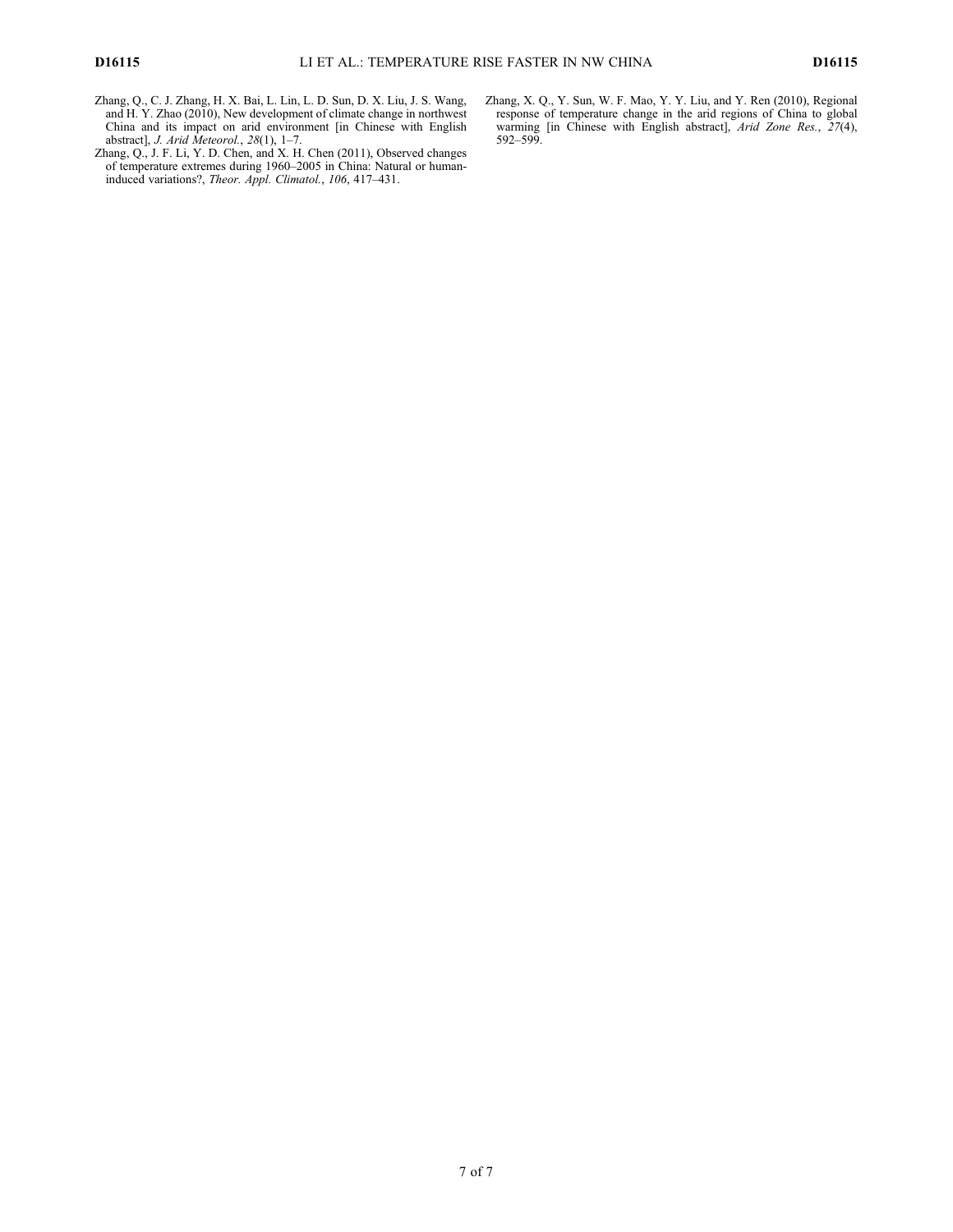Zhang, Q., C. J. Zhang, H. X. Bai, L. Lin, L. D. Sun, D. X. Liu, J. S. Wang, and H. Y. Zhao (2010), New development of climate change in northwest China and its impact on arid environment [in Chinese with English abstract], *J. Arid Meteorol.*, *28*(1), 1–7.

Zhang, Q., J. F. Li, Y. D. Chen, and X. H. Chen (2011), Observed changes of temperature extremes during 1960–2005 in China: Natural or human-induced variations?, *Theor. Appl. Climatol.*, *106*, 417–431.

Zhang, X. Q., Y. Sun, W. F. Mao, Y. Y. Liu, and Y. Ren (2010), Regional response of temperature change in the arid regions of China to global warming [in Chinese with English abstract], *Arid Zone Res.*, *27*(4), 592–599.